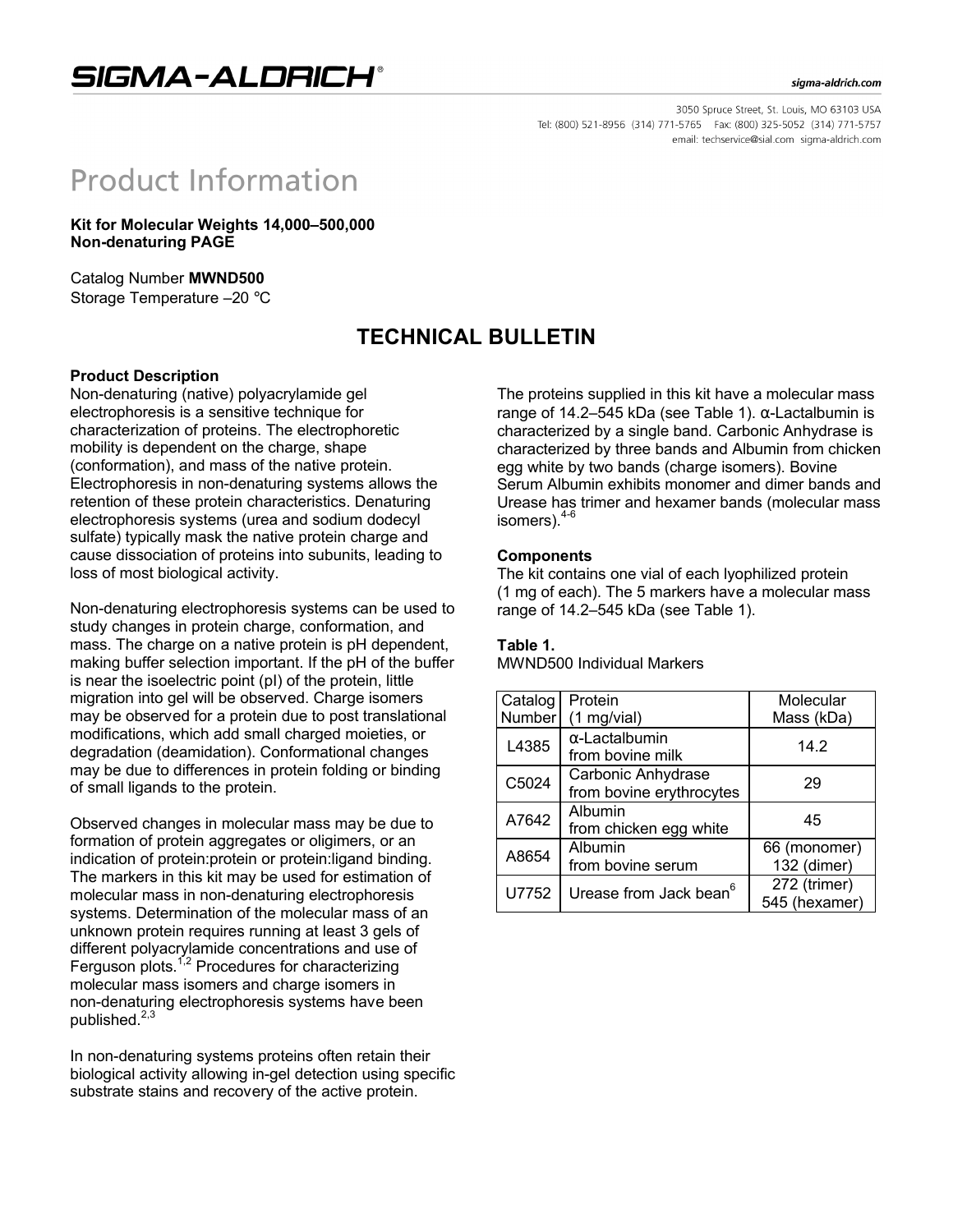# SIGMA-ALDRICH

sigma-aldrich.com

3050 Spruce Street, St. Louis, MO 63103 USA
Tel: (800) 521-8956 (314) 771-5765 Fax: (800) 325-5052 (314) 771-5757
email: techservice@sial.com sigma-aldrich.com

# Product Information

**Kit for Molecular Weights 14,000–500,000**
**Non-denaturing PAGE**

Catalog Number **MWND500**
Storage Temperature –20 °C

## TECHNICAL BULLETIN

### Product Description

Non-denaturing (native) polyacrylamide gel electrophoresis is a sensitive technique for characterization of proteins. The electrophoretic mobility is dependent on the charge, shape (conformation), and mass of the native protein. Electrophoresis in non-denaturing systems allows the retention of these protein characteristics. Denaturing electrophoresis systems (urea and sodium dodecyl sulfate) typically mask the native protein charge and cause dissociation of proteins into subunits, leading to loss of most biological activity.

Non-denaturing electrophoresis systems can be used to study changes in protein charge, conformation, and mass. The charge on a native protein is pH dependent, making buffer selection important. If the pH of the buffer is near the isoelectric point (pI) of the protein, little migration into gel will be observed. Charge isomers may be observed for a protein due to post translational modifications, which add small charged moieties, or degradation (deamidation). Conformational changes may be due to differences in protein folding or binding of small ligands to the protein.

Observed changes in molecular mass may be due to formation of protein aggregates or oligimers, or an indication of protein:protein or protein:ligand binding. The markers in this kit may be used for estimation of molecular mass in non-denaturing electrophoresis systems. Determination of the molecular mass of an unknown protein requires running at least 3 gels of different polyacrylamide concentrations and use of Ferguson plots.[1,2] Procedures for characterizing molecular mass isomers and charge isomers in non-denaturing electrophoresis systems have been published.[2,3]

In non-denaturing systems proteins often retain their biological activity allowing in-gel detection using specific substrate stains and recovery of the active protein.

The proteins supplied in this kit have a molecular mass range of 14.2–545 kDa (see Table 1). α-Lactalbumin is characterized by a single band. Carbonic Anhydrase is characterized by three bands and Albumin from chicken egg white by two bands (charge isomers). Bovine Serum Albumin exhibits monomer and dimer bands and Urease has trimer and hexamer bands (molecular mass isomers).[4-6]

### Components

The kit contains one vial of each lyophilized protein (1 mg of each). The 5 markers have a molecular mass range of 14.2–545 kDa (see Table 1).

**Table 1.**
MWND500 Individual Markers

| Catalog Number | Protein (1 mg/vial) | Molecular Mass (kDa) |
| --- | --- | --- |
| L4385 | α-Lactalbumin from bovine milk | 14.2 |
| C5024 | Carbonic Anhydrase from bovine erythrocytes | 29 |
| A7642 | Albumin from chicken egg white | 45 |
| A8654 | Albumin from bovine serum | 66 (monomer) 132 (dimer) |
| U7752 | Urease from Jack bean[6] | 272 (trimer) 545 (hexamer) |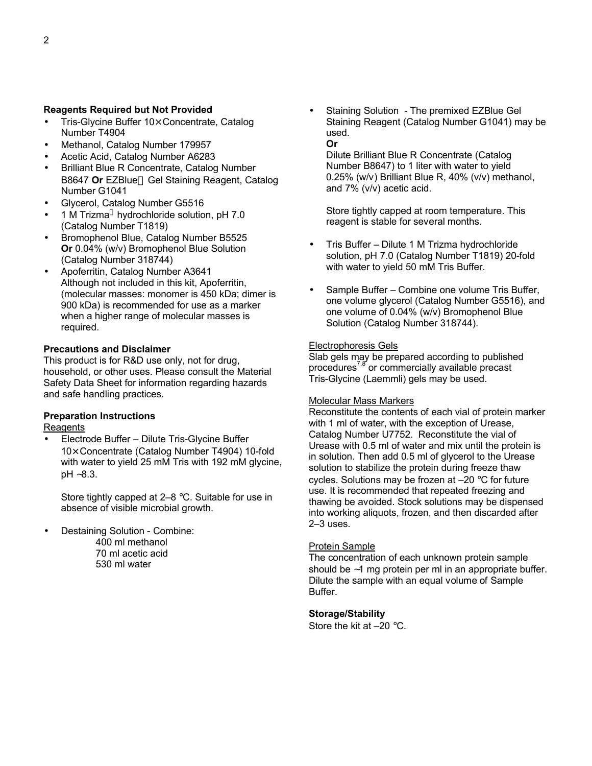### Reagents Required but Not Provided

- Tris-Glycine Buffer 10× Concentrate, Catalog Number T4904
- Methanol, Catalog Number 179957
- Acetic Acid, Catalog Number A6283
- Brilliant Blue R Concentrate, Catalog Number B8647 **Or** EZBlue Gel Staining Reagent, Catalog Number G1041
- Glycerol, Catalog Number G5516
- 1 M Trizma hydrochloride solution, pH 7.0 (Catalog Number T1819)
- Bromophenol Blue, Catalog Number B5525 **Or** 0.04% (w/v) Bromophenol Blue Solution (Catalog Number 318744)
- Apoferritin, Catalog Number A3641
  Although not included in this kit, Apoferritin, (molecular masses: monomer is 450 kDa; dimer is 900 kDa) is recommended for use as a marker when a higher range of molecular masses is required.

### Precautions and Disclaimer

This product is for R&D use only, not for drug, household, or other uses. Please consult the Material Safety Data Sheet for information regarding hazards and safe handling practices.

### Preparation Instructions

Reagents

- Electrode Buffer – Dilute Tris-Glycine Buffer 10× Concentrate (Catalog Number T4904) 10-fold with water to yield 25 mM Tris with 192 mM glycine, pH ~8.3.

  Store tightly capped at 2–8 °C. Suitable for use in absence of visible microbial growth.

- Destaining Solution - Combine:
  400 ml methanol
  70 ml acetic acid
  530 ml water

- Staining Solution - The premixed EZBlue Gel Staining Reagent (Catalog Number G1041) may be used.
  **Or**
  Dilute Brilliant Blue R Concentrate (Catalog Number B8647) to 1 liter with water to yield 0.25% (w/v) Brilliant Blue R, 40% (v/v) methanol, and 7% (v/v) acetic acid.

  Store tightly capped at room temperature. This reagent is stable for several months.

- Tris Buffer – Dilute 1 M Trizma hydrochloride solution, pH 7.0 (Catalog Number T1819) 20-fold with water to yield 50 mM Tris Buffer.

- Sample Buffer – Combine one volume Tris Buffer, one volume glycerol (Catalog Number G5516), and one volume of 0.04% (w/v) Bromophenol Blue Solution (Catalog Number 318744).

Electrophoresis Gels

Slab gels may be prepared according to published procedures[7,8] or commercially available precast Tris-Glycine (Laemmli) gels may be used.

Molecular Mass Markers

Reconstitute the contents of each vial of protein marker with 1 ml of water, with the exception of Urease, Catalog Number U7752. Reconstitute the vial of Urease with 0.5 ml of water and mix until the protein is in solution. Then add 0.5 ml of glycerol to the Urease solution to stabilize the protein during freeze thaw cycles. Solutions may be frozen at –20 °C for future use. It is recommended that repeated freezing and thawing be avoided. Stock solutions may be dispensed into working aliquots, frozen, and then discarded after 2–3 uses.

Protein Sample

The concentration of each unknown protein sample should be ~1 mg protein per ml in an appropriate buffer. Dilute the sample with an equal volume of Sample Buffer.

### Storage/Stability

Store the kit at –20 °C.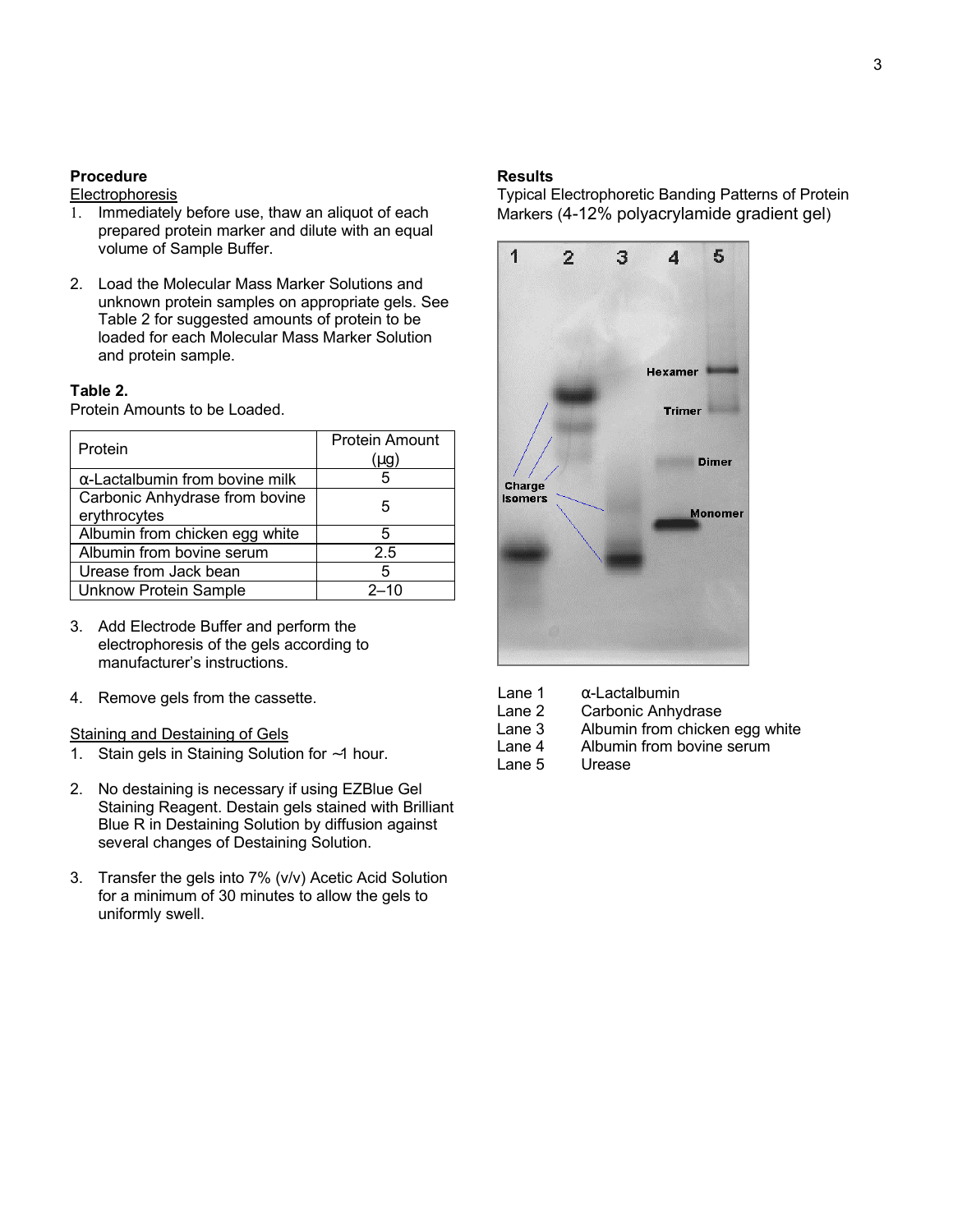### Procedure

Electrophoresis

1. Immediately before use, thaw an aliquot of each prepared protein marker and dilute with an equal volume of Sample Buffer.

2. Load the Molecular Mass Marker Solutions and unknown protein samples on appropriate gels. See Table 2 for suggested amounts of protein to be loaded for each Molecular Mass Marker Solution and protein sample.

**Table 2.**
Protein Amounts to be Loaded.

| Protein | Protein Amount (μg) |
| --- | --- |
| α-Lactalbumin from bovine milk | 5 |
| Carbonic Anhydrase from bovine erythrocytes | 5 |
| Albumin from chicken egg white | 5 |
| Albumin from bovine serum | 2.5 |
| Urease from Jack bean | 5 |
| Unknow Protein Sample | 2–10 |

3. Add Electrode Buffer and perform the electrophoresis of the gels according to manufacturer's instructions.

4. Remove gels from the cassette.

Staining and Destaining of Gels

1. Stain gels in Staining Solution for ~1 hour.

2. No destaining is necessary if using EZBlue Gel Staining Reagent. Destain gels stained with Brilliant Blue R in Destaining Solution by diffusion against several changes of Destaining Solution.

3. Transfer the gels into 7% (v/v) Acetic Acid Solution for a minimum of 30 minutes to allow the gels to uniformly swell.

### Results

Typical Electrophoretic Banding Patterns of Protein Markers (4-12% polyacrylamide gradient gel)

Lane 1 α-Lactalbumin
Lane 2 Carbonic Anhydrase
Lane 3 Albumin from chicken egg white
Lane 4 Albumin from bovine serum
Lane 5 Urease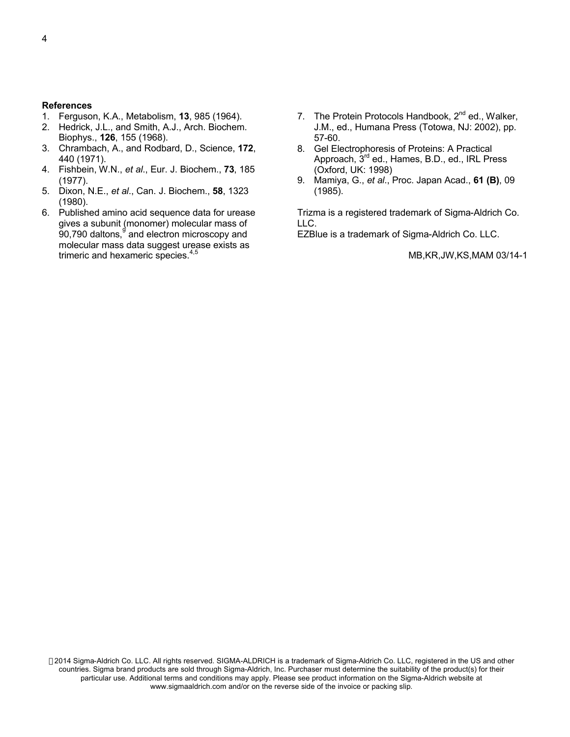**References**

1. Ferguson, K.A., Metabolism, **13**, 985 (1964).
2. Hedrick, J.L., and Smith, A.J., Arch. Biochem. Biophys., **126**, 155 (1968).
3. Chrambach, A., and Rodbard, D., Science, **172**, 440 (1971).
4. Fishbein, W.N., *et al*., Eur. J. Biochem., **73**, 185 (1977).
5. Dixon, N.E., *et al*., Can. J. Biochem., **58**, 1323 (1980).
6. Published amino acid sequence data for urease gives a subunit (monomer) molecular mass of 90,790 daltons,[9] and electron microscopy and molecular mass data suggest urease exists as trimeric and hexameric species.[4,5]
7. The Protein Protocols Handbook, 2nd ed., Walker, J.M., ed., Humana Press (Totowa, NJ: 2002), pp. 57-60.
8. Gel Electrophoresis of Proteins: A Practical Approach, 3rd ed., Hames, B.D., ed., IRL Press (Oxford, UK: 1998)
9. Mamiya, G., *et al*., Proc. Japan Acad., **61 (B)**, 09 (1985).

Trizma is a registered trademark of Sigma-Aldrich Co. LLC.
EZBlue is a trademark of Sigma-Aldrich Co. LLC.

MB,KR,JW,KS,MAM 03/14-1

©2014 Sigma-Aldrich Co. LLC. All rights reserved. SIGMA-ALDRICH is a trademark of Sigma-Aldrich Co. LLC, registered in the US and other countries. Sigma brand products are sold through Sigma-Aldrich, Inc. Purchaser must determine the suitability of the product(s) for their particular use. Additional terms and conditions may apply. Please see product information on the Sigma-Aldrich website at www.sigmaaldrich.com and/or on the reverse side of the invoice or packing slip.